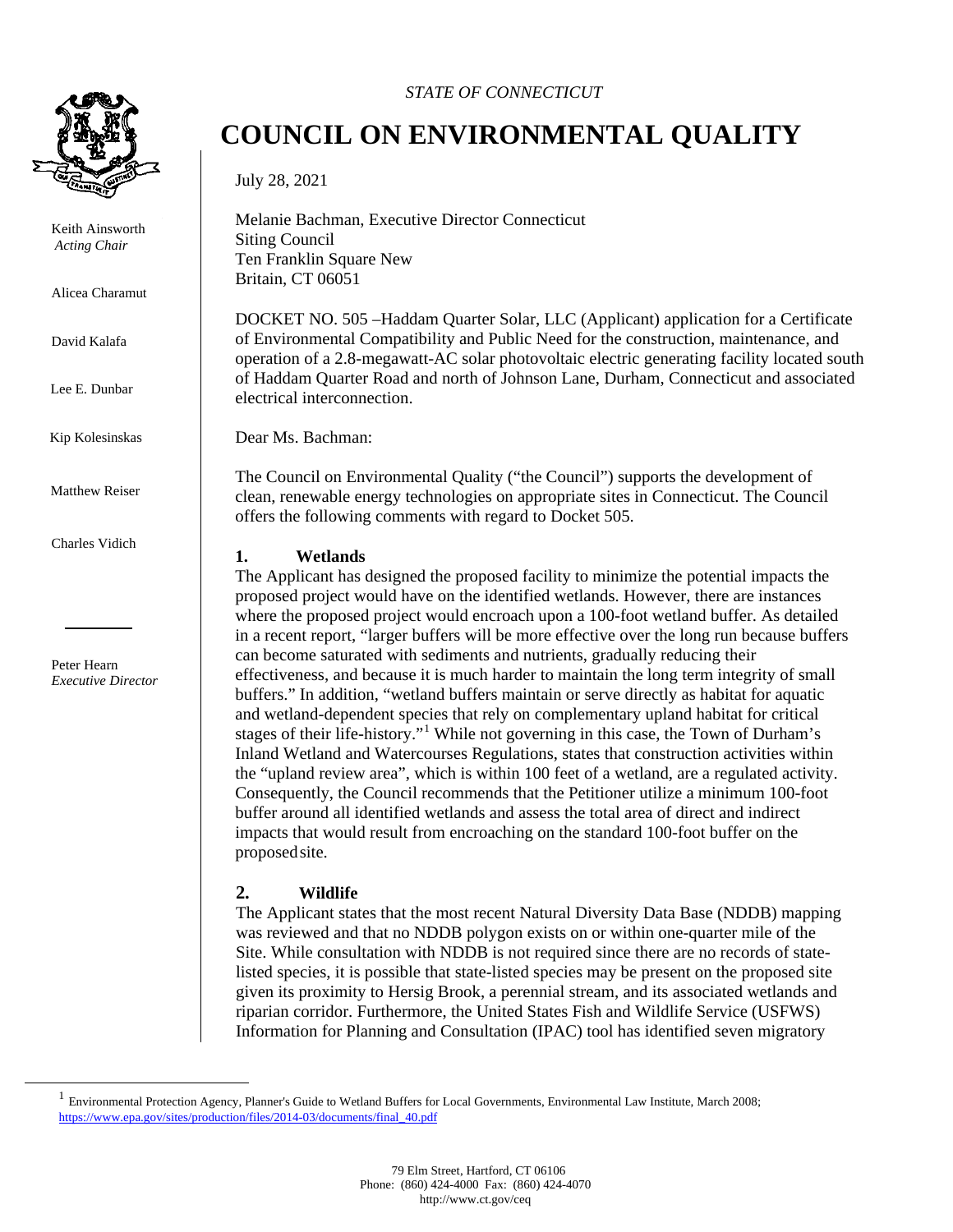*STATE OF CONNECTICUT*

# COUNCIL ON ENVIRONMENTAL QUALITY

Keith Ainsworth
*Acting Chair*

Alicea Charamut

David Kalafa

Lee E. Dunbar

Kip Kolesinskas

Matthew Reiser

Charles Vidich

Peter Hearn
*Executive Director*

July 28, 2021

Melanie Bachman, Executive Director Connecticut
Siting Council
Ten Franklin Square New
Britain, CT 06051

DOCKET NO. 505 –Haddam Quarter Solar, LLC (Applicant) application for a Certificate of Environmental Compatibility and Public Need for the construction, maintenance, and operation of a 2.8-megawatt-AC solar photovoltaic electric generating facility located south of Haddam Quarter Road and north of Johnson Lane, Durham, Connecticut and associated electrical interconnection.

Dear Ms. Bachman:

The Council on Environmental Quality ("the Council") supports the development of clean, renewable energy technologies on appropriate sites in Connecticut. The Council offers the following comments with regard to Docket 505.

**1. Wetlands**

The Applicant has designed the proposed facility to minimize the potential impacts the proposed project would have on the identified wetlands. However, there are instances where the proposed project would encroach upon a 100-foot wetland buffer. As detailed in a recent report, "larger buffers will be more effective over the long run because buffers can become saturated with sediments and nutrients, gradually reducing their effectiveness, and because it is much harder to maintain the long term integrity of small buffers." In addition, "wetland buffers maintain or serve directly as habitat for aquatic and wetland-dependent species that rely on complementary upland habitat for critical stages of their life-history."[1] While not governing in this case, the Town of Durham's Inland Wetland and Watercourses Regulations, states that construction activities within the "upland review area", which is within 100 feet of a wetland, are a regulated activity. Consequently, the Council recommends that the Petitioner utilize a minimum 100-foot buffer around all identified wetlands and assess the total area of direct and indirect impacts that would result from encroaching on the standard 100-foot buffer on the proposed site.

**2. Wildlife**

The Applicant states that the most recent Natural Diversity Data Base (NDDB) mapping was reviewed and that no NDDB polygon exists on or within one-quarter mile of the Site. While consultation with NDDB is not required since there are no records of state-listed species, it is possible that state-listed species may be present on the proposed site given its proximity to Hersig Brook, a perennial stream, and its associated wetlands and riparian corridor. Furthermore, the United States Fish and Wildlife Service (USFWS) Information for Planning and Consultation (IPAC) tool has identified seven migratory

[1] Environmental Protection Agency, Planner's Guide to Wetland Buffers for Local Governments, Environmental Law Institute, March 2008; https://www.epa.gov/sites/production/files/2014-03/documents/final_40.pdf

79 Elm Street, Hartford, CT 06106
Phone: (860) 424-4000 Fax: (860) 424-4070
http://www.ct.gov/ceq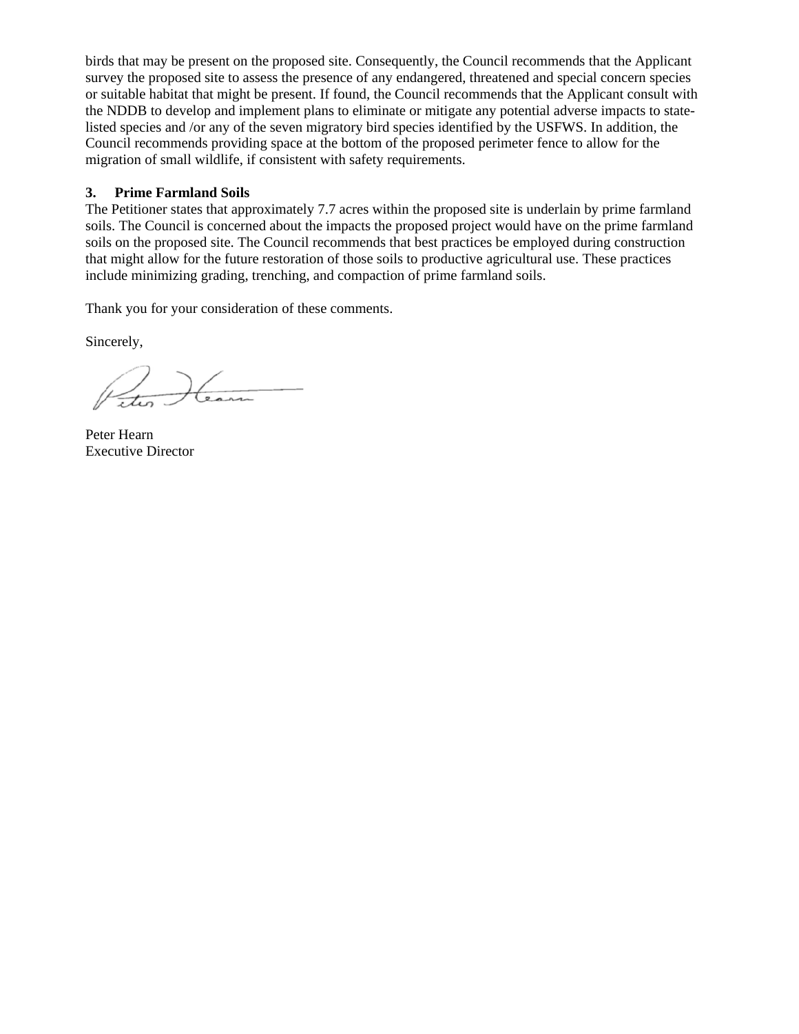birds that may be present on the proposed site. Consequently, the Council recommends that the Applicant survey the proposed site to assess the presence of any endangered, threatened and special concern species or suitable habitat that might be present. If found, the Council recommends that the Applicant consult with the NDDB to develop and implement plans to eliminate or mitigate any potential adverse impacts to state-listed species and /or any of the seven migratory bird species identified by the USFWS. In addition, the Council recommends providing space at the bottom of the proposed perimeter fence to allow for the migration of small wildlife, if consistent with safety requirements.

**3. Prime Farmland Soils**

The Petitioner states that approximately 7.7 acres within the proposed site is underlain by prime farmland soils. The Council is concerned about the impacts the proposed project would have on the prime farmland soils on the proposed site. The Council recommends that best practices be employed during construction that might allow for the future restoration of those soils to productive agricultural use. These practices include minimizing grading, trenching, and compaction of prime farmland soils.

Thank you for your consideration of these comments.

Sincerely,

Peter Hearn
Executive Director